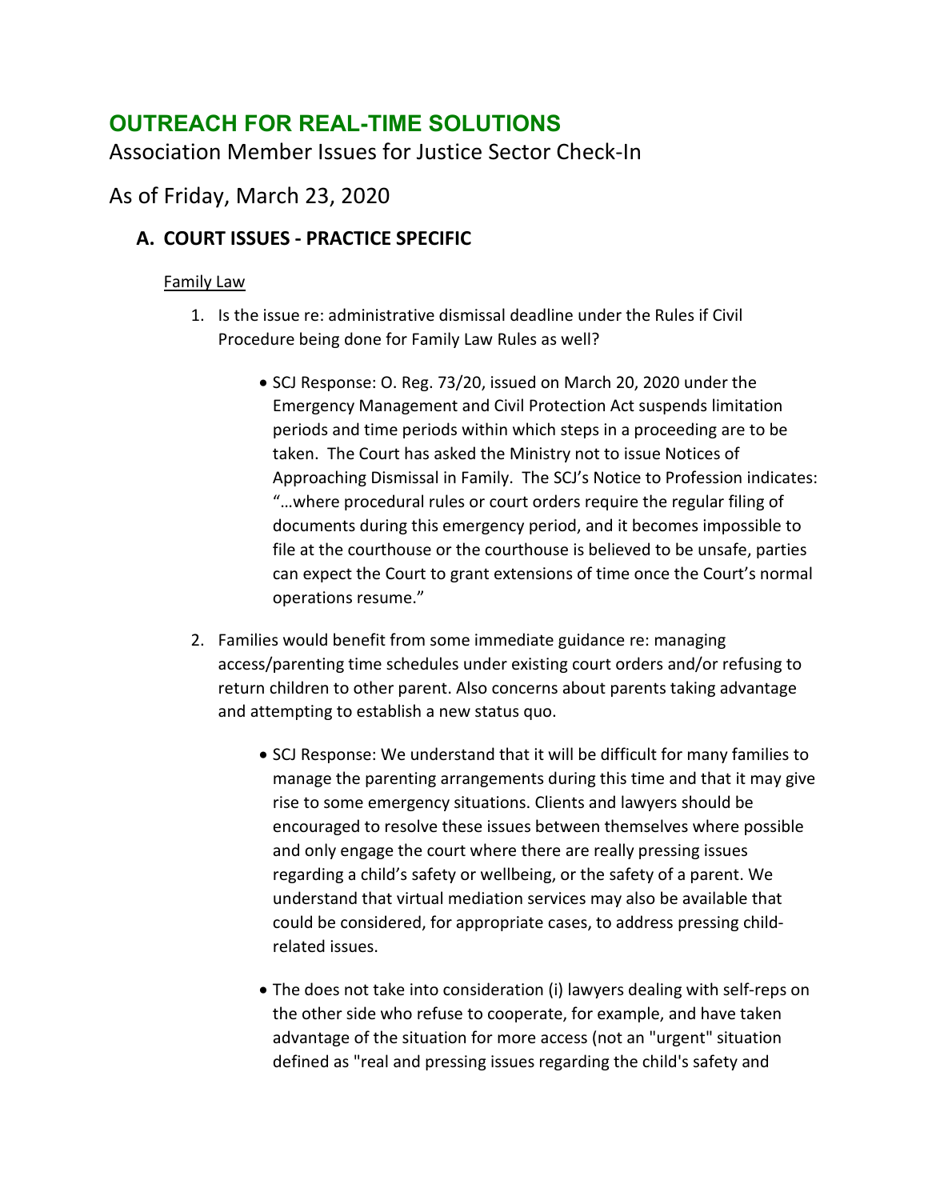# OUTREACH FOR REAL-TIME SOLUTIONS

Association Member Issues for Justice Sector Check-In

As of Friday, March 23, 2020

## A. COURT ISSUES - PRACTICE SPECIFIC

Family Law

1. Is the issue re: administrative dismissal deadline under the Rules if Civil Procedure being done for Family Law Rules as well?

   - SCJ Response: O. Reg. 73/20, issued on March 20, 2020 under the Emergency Management and Civil Protection Act suspends limitation periods and time periods within which steps in a proceeding are to be taken. The Court has asked the Ministry not to issue Notices of Approaching Dismissal in Family. The SCJ's Notice to Profession indicates: "…where procedural rules or court orders require the regular filing of documents during this emergency period, and it becomes impossible to file at the courthouse or the courthouse is believed to be unsafe, parties can expect the Court to grant extensions of time once the Court's normal operations resume."

2. Families would benefit from some immediate guidance re: managing access/parenting time schedules under existing court orders and/or refusing to return children to other parent. Also concerns about parents taking advantage and attempting to establish a new status quo.

   - SCJ Response: We understand that it will be difficult for many families to manage the parenting arrangements during this time and that it may give rise to some emergency situations. Clients and lawyers should be encouraged to resolve these issues between themselves where possible and only engage the court where there are really pressing issues regarding a child's safety or wellbeing, or the safety of a parent. We understand that virtual mediation services may also be available that could be considered, for appropriate cases, to address pressing child-related issues.

   - The does not take into consideration (i) lawyers dealing with self-reps on the other side who refuse to cooperate, for example, and have taken advantage of the situation for more access (not an "urgent" situation defined as "real and pressing issues regarding the child's safety and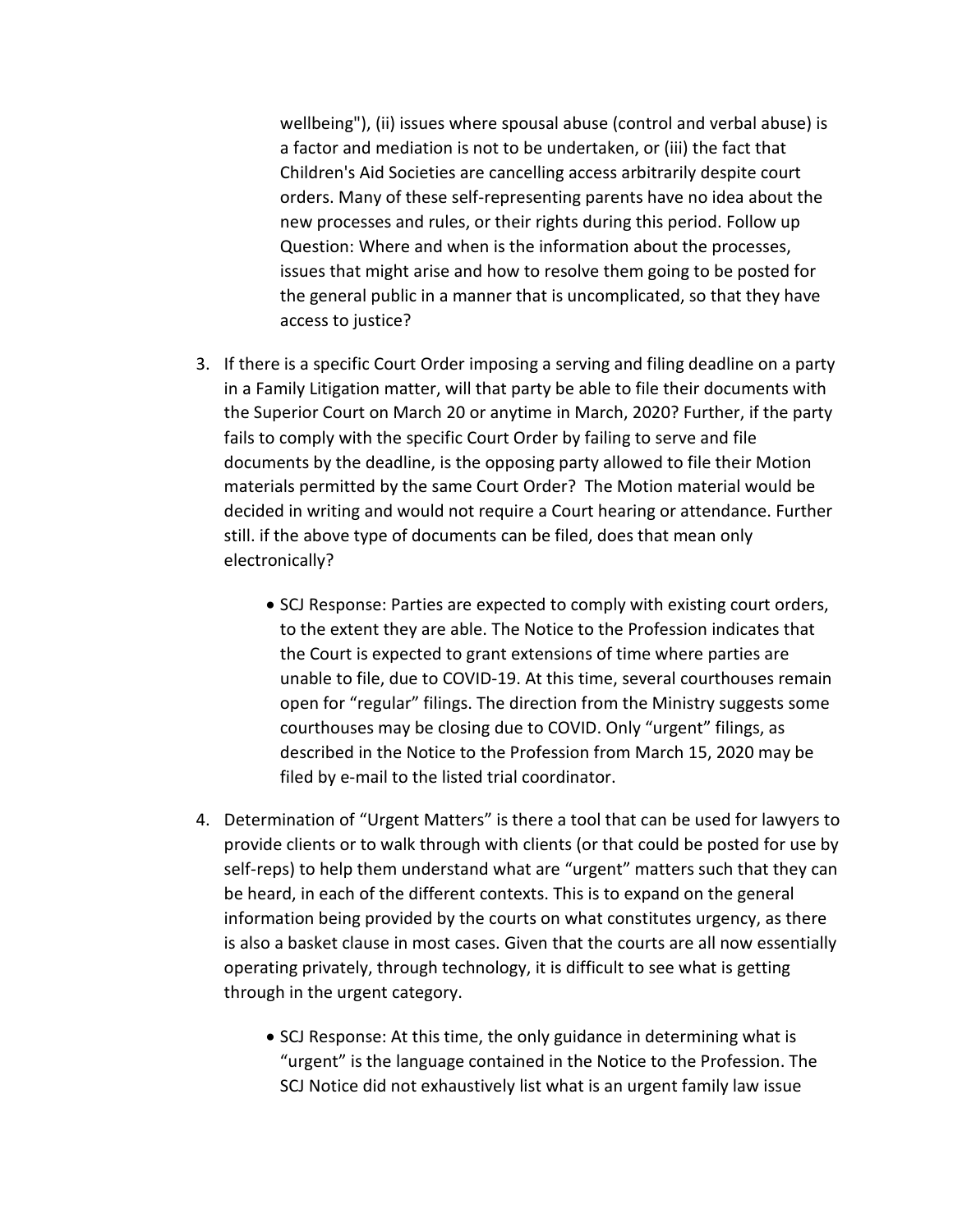wellbeing"), (ii) issues where spousal abuse (control and verbal abuse) is a factor and mediation is not to be undertaken, or (iii) the fact that Children's Aid Societies are cancelling access arbitrarily despite court orders. Many of these self-representing parents have no idea about the new processes and rules, or their rights during this period. Follow up Question: Where and when is the information about the processes, issues that might arise and how to resolve them going to be posted for the general public in a manner that is uncomplicated, so that they have access to justice?

3. If there is a specific Court Order imposing a serving and filing deadline on a party in a Family Litigation matter, will that party be able to file their documents with the Superior Court on March 20 or anytime in March, 2020? Further, if the party fails to comply with the specific Court Order by failing to serve and file documents by the deadline, is the opposing party allowed to file their Motion materials permitted by the same Court Order? The Motion material would be decided in writing and would not require a Court hearing or attendance. Further still. if the above type of documents can be filed, does that mean only electronically?

    - SCJ Response: Parties are expected to comply with existing court orders, to the extent they are able. The Notice to the Profession indicates that the Court is expected to grant extensions of time where parties are unable to file, due to COVID-19. At this time, several courthouses remain open for "regular" filings. The direction from the Ministry suggests some courthouses may be closing due to COVID. Only "urgent" filings, as described in the Notice to the Profession from March 15, 2020 may be filed by e-mail to the listed trial coordinator.

4. Determination of "Urgent Matters" is there a tool that can be used for lawyers to provide clients or to walk through with clients (or that could be posted for use by self-reps) to help them understand what are "urgent" matters such that they can be heard, in each of the different contexts. This is to expand on the general information being provided by the courts on what constitutes urgency, as there is also a basket clause in most cases. Given that the courts are all now essentially operating privately, through technology, it is difficult to see what is getting through in the urgent category.

    - SCJ Response: At this time, the only guidance in determining what is "urgent" is the language contained in the Notice to the Profession. The SCJ Notice did not exhaustively list what is an urgent family law issue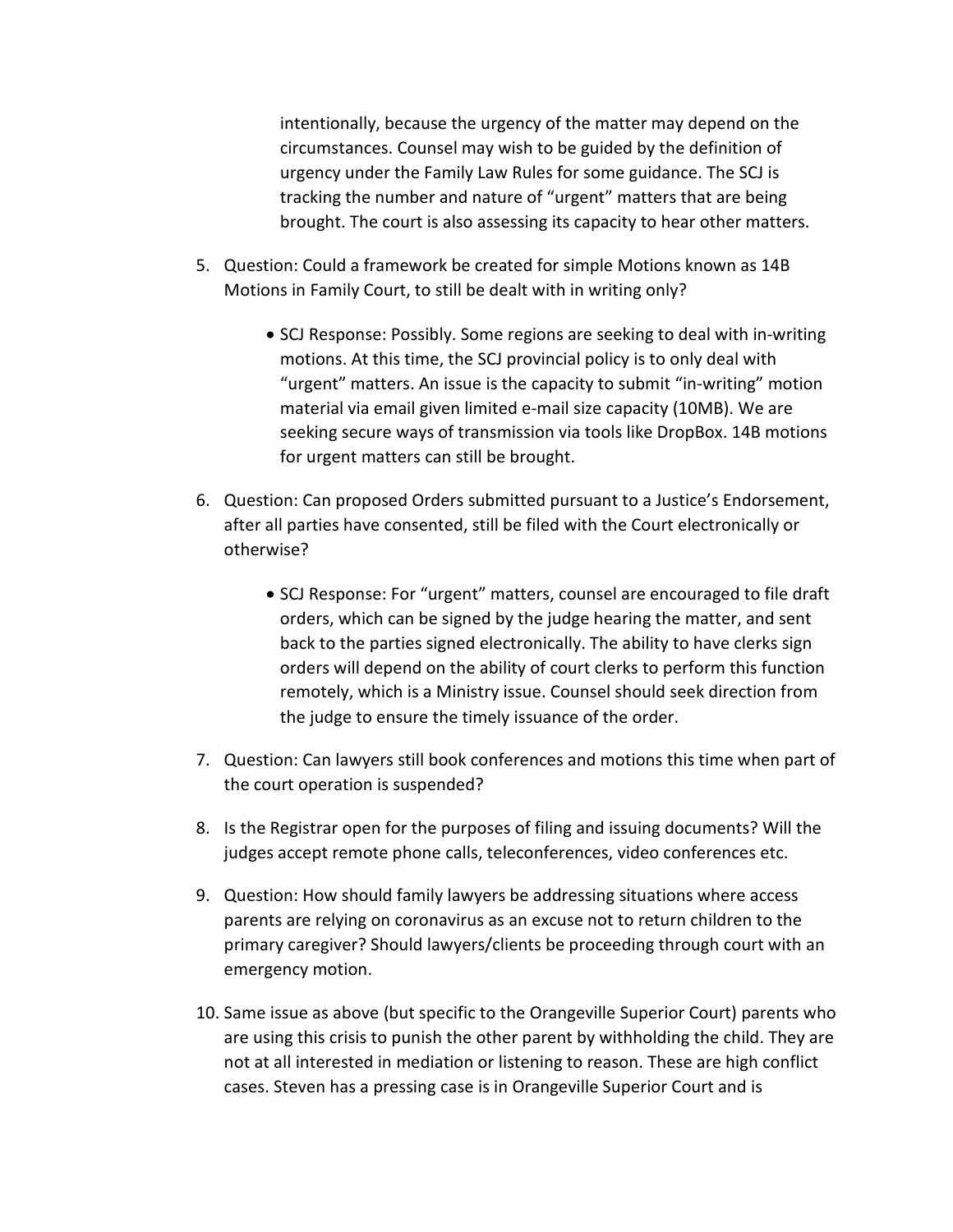intentionally, because the urgency of the matter may depend on the circumstances. Counsel may wish to be guided by the definition of urgency under the Family Law Rules for some guidance. The SCJ is tracking the number and nature of "urgent" matters that are being brought. The court is also assessing its capacity to hear other matters.

5. Question: Could a framework be created for simple Motions known as 14B Motions in Family Court, to still be dealt with in writing only?

    - SCJ Response: Possibly. Some regions are seeking to deal with in-writing motions. At this time, the SCJ provincial policy is to only deal with "urgent" matters. An issue is the capacity to submit "in-writing" motion material via email given limited e-mail size capacity (10MB). We are seeking secure ways of transmission via tools like DropBox. 14B motions for urgent matters can still be brought.

6. Question: Can proposed Orders submitted pursuant to a Justice's Endorsement, after all parties have consented, still be filed with the Court electronically or otherwise?

    - SCJ Response: For "urgent" matters, counsel are encouraged to file draft orders, which can be signed by the judge hearing the matter, and sent back to the parties signed electronically. The ability to have clerks sign orders will depend on the ability of court clerks to perform this function remotely, which is a Ministry issue. Counsel should seek direction from the judge to ensure the timely issuance of the order.

7. Question: Can lawyers still book conferences and motions this time when part of the court operation is suspended?

8. Is the Registrar open for the purposes of filing and issuing documents? Will the judges accept remote phone calls, teleconferences, video conferences etc.

9. Question: How should family lawyers be addressing situations where access parents are relying on coronavirus as an excuse not to return children to the primary caregiver? Should lawyers/clients be proceeding through court with an emergency motion.

10. Same issue as above (but specific to the Orangeville Superior Court) parents who are using this crisis to punish the other parent by withholding the child. They are not at all interested in mediation or listening to reason. These are high conflict cases. Steven has a pressing case is in Orangeville Superior Court and is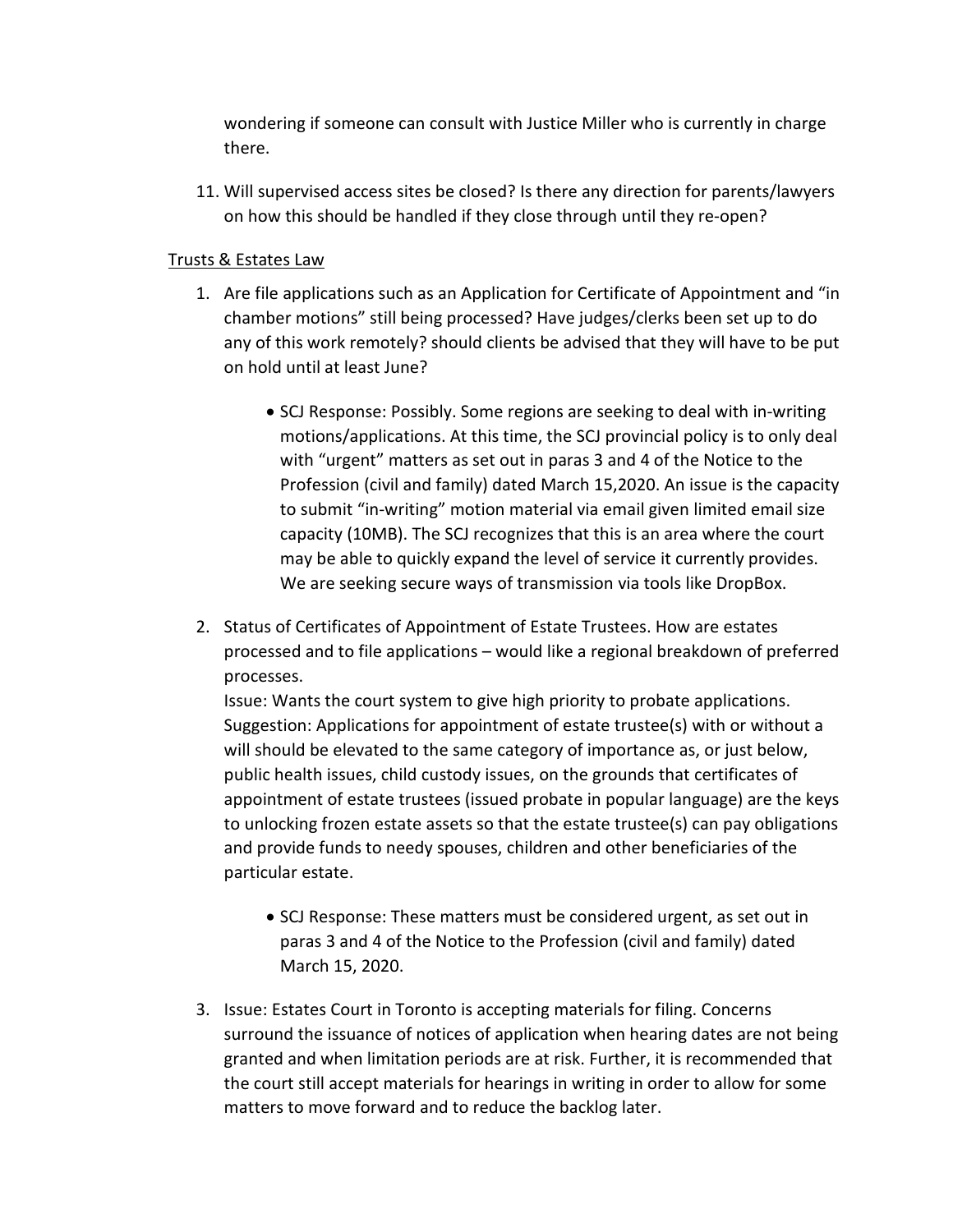wondering if someone can consult with Justice Miller who is currently in charge there.

11. Will supervised access sites be closed? Is there any direction for parents/lawyers on how this should be handled if they close through until they re-open?

<u>Trusts & Estates Law</u>

1. Are file applications such as an Application for Certificate of Appointment and "in chamber motions" still being processed? Have judges/clerks been set up to do any of this work remotely? should clients be advised that they will have to be put on hold until at least June?

    - SCJ Response: Possibly. Some regions are seeking to deal with in-writing motions/applications. At this time, the SCJ provincial policy is to only deal with "urgent" matters as set out in paras 3 and 4 of the Notice to the Profession (civil and family) dated March 15,2020. An issue is the capacity to submit "in-writing" motion material via email given limited email size capacity (10MB). The SCJ recognizes that this is an area where the court may be able to quickly expand the level of service it currently provides. We are seeking secure ways of transmission via tools like DropBox.

2. Status of Certificates of Appointment of Estate Trustees. How are estates processed and to file applications – would like a regional breakdown of preferred processes.
   Issue: Wants the court system to give high priority to probate applications. Suggestion: Applications for appointment of estate trustee(s) with or without a will should be elevated to the same category of importance as, or just below, public health issues, child custody issues, on the grounds that certificates of appointment of estate trustees (issued probate in popular language) are the keys to unlocking frozen estate assets so that the estate trustee(s) can pay obligations and provide funds to needy spouses, children and other beneficiaries of the particular estate.

    - SCJ Response: These matters must be considered urgent, as set out in paras 3 and 4 of the Notice to the Profession (civil and family) dated March 15, 2020.

3. Issue: Estates Court in Toronto is accepting materials for filing. Concerns surround the issuance of notices of application when hearing dates are not being granted and when limitation periods are at risk. Further, it is recommended that the court still accept materials for hearings in writing in order to allow for some matters to move forward and to reduce the backlog later.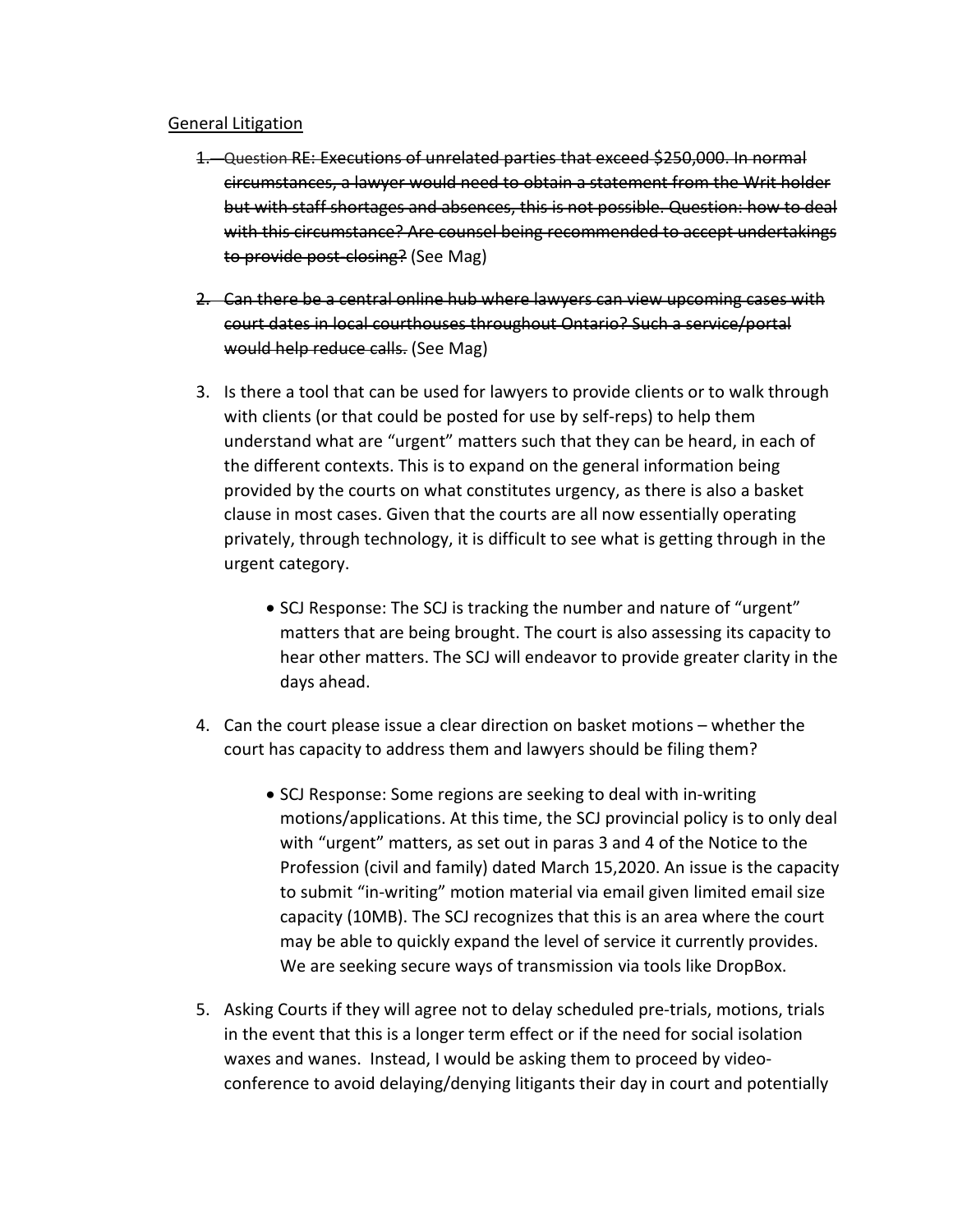<u>General Litigation</u>

1. ~~Question RE: Executions of unrelated parties that exceed $250,000. In normal circumstances, a lawyer would need to obtain a statement from the Writ holder but with staff shortages and absences, this is not possible. Question: how to deal with this circumstance? Are counsel being recommended to accept undertakings to provide post-closing?~~ (See Mag)

2. ~~Can there be a central online hub where lawyers can view upcoming cases with court dates in local courthouses throughout Ontario? Such a service/portal would help reduce calls.~~ (See Mag)

3. Is there a tool that can be used for lawyers to provide clients or to walk through with clients (or that could be posted for use by self-reps) to help them understand what are "urgent" matters such that they can be heard, in each of the different contexts. This is to expand on the general information being provided by the courts on what constitutes urgency, as there is also a basket clause in most cases. Given that the courts are all now essentially operating privately, through technology, it is difficult to see what is getting through in the urgent category.

   - SCJ Response: The SCJ is tracking the number and nature of "urgent" matters that are being brought. The court is also assessing its capacity to hear other matters. The SCJ will endeavor to provide greater clarity in the days ahead.

4. Can the court please issue a clear direction on basket motions – whether the court has capacity to address them and lawyers should be filing them?

   - SCJ Response: Some regions are seeking to deal with in-writing motions/applications. At this time, the SCJ provincial policy is to only deal with "urgent" matters, as set out in paras 3 and 4 of the Notice to the Profession (civil and family) dated March 15,2020. An issue is the capacity to submit "in-writing" motion material via email given limited email size capacity (10MB). The SCJ recognizes that this is an area where the court may be able to quickly expand the level of service it currently provides. We are seeking secure ways of transmission via tools like DropBox.

5. Asking Courts if they will agree not to delay scheduled pre-trials, motions, trials in the event that this is a longer term effect or if the need for social isolation waxes and wanes. Instead, I would be asking them to proceed by video-conference to avoid delaying/denying litigants their day in court and potentially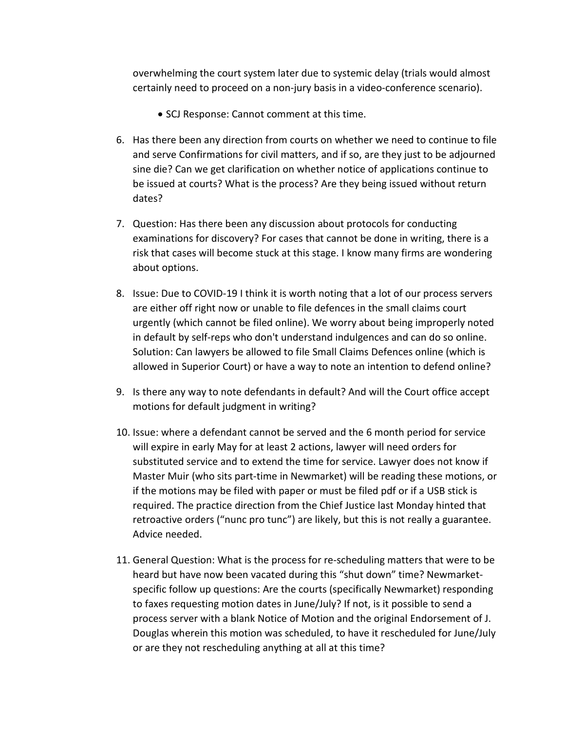overwhelming the court system later due to systemic delay (trials would almost certainly need to proceed on a non-jury basis in a video-conference scenario).

- SCJ Response: Cannot comment at this time.

6. Has there been any direction from courts on whether we need to continue to file and serve Confirmations for civil matters, and if so, are they just to be adjourned sine die? Can we get clarification on whether notice of applications continue to be issued at courts? What is the process? Are they being issued without return dates?

7. Question: Has there been any discussion about protocols for conducting examinations for discovery? For cases that cannot be done in writing, there is a risk that cases will become stuck at this stage. I know many firms are wondering about options.

8. Issue: Due to COVID-19 I think it is worth noting that a lot of our process servers are either off right now or unable to file defences in the small claims court urgently (which cannot be filed online). We worry about being improperly noted in default by self-reps who don't understand indulgences and can do so online. Solution: Can lawyers be allowed to file Small Claims Defences online (which is allowed in Superior Court) or have a way to note an intention to defend online?

9. Is there any way to note defendants in default? And will the Court office accept motions for default judgment in writing?

10. Issue: where a defendant cannot be served and the 6 month period for service will expire in early May for at least 2 actions, lawyer will need orders for substituted service and to extend the time for service. Lawyer does not know if Master Muir (who sits part-time in Newmarket) will be reading these motions, or if the motions may be filed with paper or must be filed pdf or if a USB stick is required. The practice direction from the Chief Justice last Monday hinted that retroactive orders ("nunc pro tunc") are likely, but this is not really a guarantee. Advice needed.

11. General Question: What is the process for re-scheduling matters that were to be heard but have now been vacated during this "shut down" time? Newmarket-specific follow up questions: Are the courts (specifically Newmarket) responding to faxes requesting motion dates in June/July? If not, is it possible to send a process server with a blank Notice of Motion and the original Endorsement of J. Douglas wherein this motion was scheduled, to have it rescheduled for June/July or are they not rescheduling anything at all at this time?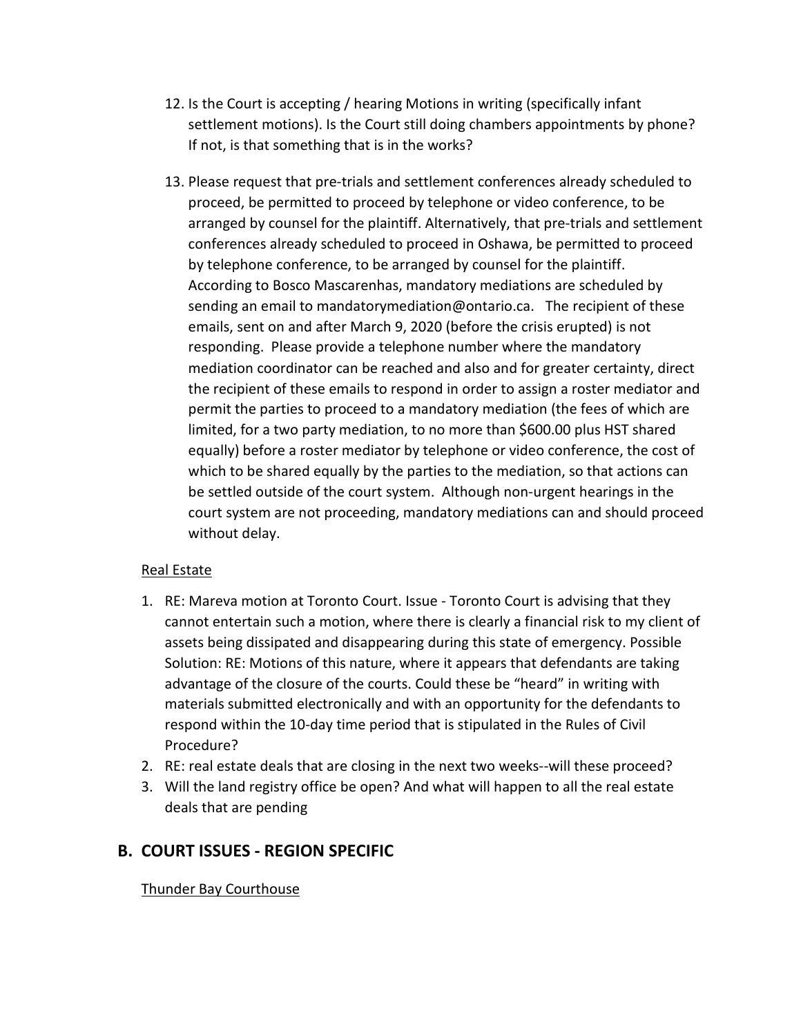12. Is the Court is accepting / hearing Motions in writing (specifically infant settlement motions). Is the Court still doing chambers appointments by phone? If not, is that something that is in the works?

13. Please request that pre-trials and settlement conferences already scheduled to proceed, be permitted to proceed by telephone or video conference, to be arranged by counsel for the plaintiff. Alternatively, that pre-trials and settlement conferences already scheduled to proceed in Oshawa, be permitted to proceed by telephone conference, to be arranged by counsel for the plaintiff. According to Bosco Mascarenhas, mandatory mediations are scheduled by sending an email to mandatorymediation@ontario.ca. The recipient of these emails, sent on and after March 9, 2020 (before the crisis erupted) is not responding. Please provide a telephone number where the mandatory mediation coordinator can be reached and also and for greater certainty, direct the recipient of these emails to respond in order to assign a roster mediator and permit the parties to proceed to a mandatory mediation (the fees of which are limited, for a two party mediation, to no more than $600.00 plus HST shared equally) before a roster mediator by telephone or video conference, the cost of which to be shared equally by the parties to the mediation, so that actions can be settled outside of the court system. Although non-urgent hearings in the court system are not proceeding, mandatory mediations can and should proceed without delay.

<u>Real Estate</u>

1. RE: Mareva motion at Toronto Court. Issue - Toronto Court is advising that they cannot entertain such a motion, where there is clearly a financial risk to my client of assets being dissipated and disappearing during this state of emergency. Possible Solution: RE: Motions of this nature, where it appears that defendants are taking advantage of the closure of the courts. Could these be "heard" in writing with materials submitted electronically and with an opportunity for the defendants to respond within the 10-day time period that is stipulated in the Rules of Civil Procedure?
2. RE: real estate deals that are closing in the next two weeks--will these proceed?
3. Will the land registry office be open? And what will happen to all the real estate deals that are pending

## B. COURT ISSUES - REGION SPECIFIC

<u>Thunder Bay Courthouse</u>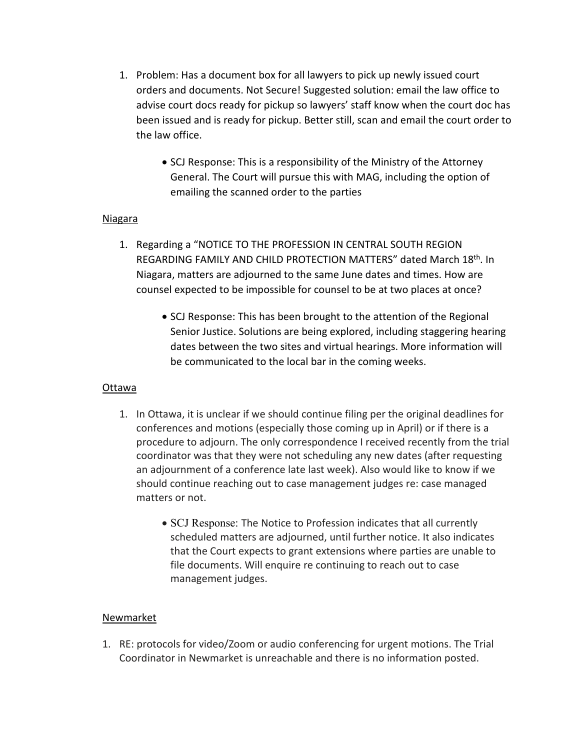1. Problem: Has a document box for all lawyers to pick up newly issued court orders and documents. Not Secure! Suggested solution: email the law office to advise court docs ready for pickup so lawyers' staff know when the court doc has been issued and is ready for pickup. Better still, scan and email the court order to the law office.

    - SCJ Response: This is a responsibility of the Ministry of the Attorney General. The Court will pursue this with MAG, including the option of emailing the scanned order to the parties

<u>Niagara</u>

1. Regarding a "NOTICE TO THE PROFESSION IN CENTRAL SOUTH REGION REGARDING FAMILY AND CHILD PROTECTION MATTERS" dated March 18th. In Niagara, matters are adjourned to the same June dates and times. How are counsel expected to be impossible for counsel to be at two places at once?

    - SCJ Response: This has been brought to the attention of the Regional Senior Justice. Solutions are being explored, including staggering hearing dates between the two sites and virtual hearings. More information will be communicated to the local bar in the coming weeks.

<u>Ottawa</u>

1. In Ottawa, it is unclear if we should continue filing per the original deadlines for conferences and motions (especially those coming up in April) or if there is a procedure to adjourn. The only correspondence I received recently from the trial coordinator was that they were not scheduling any new dates (after requesting an adjournment of a conference late last week). Also would like to know if we should continue reaching out to case management judges re: case managed matters or not.

    - SCJ Response: The Notice to Profession indicates that all currently scheduled matters are adjourned, until further notice. It also indicates that the Court expects to grant extensions where parties are unable to file documents. Will enquire re continuing to reach out to case management judges.

<u>Newmarket</u>

1. RE: protocols for video/Zoom or audio conferencing for urgent motions. The Trial Coordinator in Newmarket is unreachable and there is no information posted.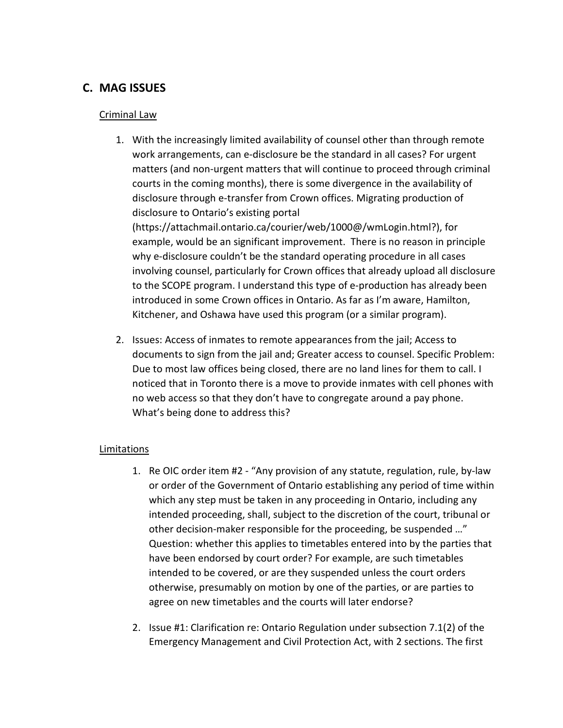## C. MAG ISSUES

Criminal Law

1. With the increasingly limited availability of counsel other than through remote work arrangements, can e-disclosure be the standard in all cases? For urgent matters (and non-urgent matters that will continue to proceed through criminal courts in the coming months), there is some divergence in the availability of disclosure through e-transfer from Crown offices. Migrating production of disclosure to Ontario's existing portal (https://attachmail.ontario.ca/courier/web/1000@/wmLogin.html?), for example, would be an significant improvement. There is no reason in principle why e-disclosure couldn't be the standard operating procedure in all cases involving counsel, particularly for Crown offices that already upload all disclosure to the SCOPE program. I understand this type of e-production has already been introduced in some Crown offices in Ontario. As far as I'm aware, Hamilton, Kitchener, and Oshawa have used this program (or a similar program).

2. Issues: Access of inmates to remote appearances from the jail; Access to documents to sign from the jail and; Greater access to counsel. Specific Problem: Due to most law offices being closed, there are no land lines for them to call. I noticed that in Toronto there is a move to provide inmates with cell phones with no web access so that they don't have to congregate around a pay phone. What's being done to address this?

Limitations

1. Re OIC order item #2 - "Any provision of any statute, regulation, rule, by-law or order of the Government of Ontario establishing any period of time within which any step must be taken in any proceeding in Ontario, including any intended proceeding, shall, subject to the discretion of the court, tribunal or other decision-maker responsible for the proceeding, be suspended …" Question: whether this applies to timetables entered into by the parties that have been endorsed by court order? For example, are such timetables intended to be covered, or are they suspended unless the court orders otherwise, presumably on motion by one of the parties, or are parties to agree on new timetables and the courts will later endorse?

2. Issue #1: Clarification re: Ontario Regulation under subsection 7.1(2) of the Emergency Management and Civil Protection Act, with 2 sections. The first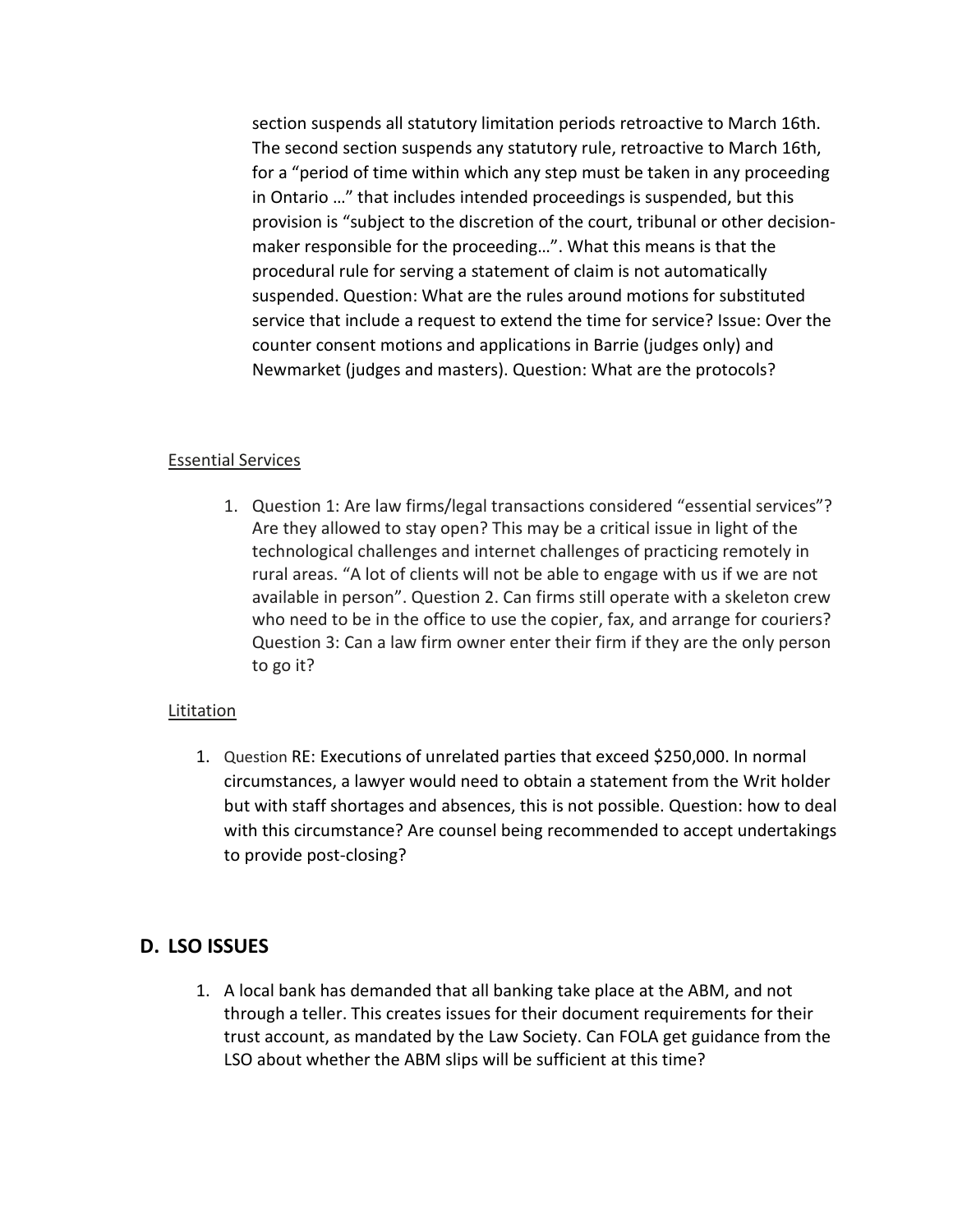section suspends all statutory limitation periods retroactive to March 16th. The second section suspends any statutory rule, retroactive to March 16th, for a "period of time within which any step must be taken in any proceeding in Ontario …" that includes intended proceedings is suspended, but this provision is "subject to the discretion of the court, tribunal or other decision-maker responsible for the proceeding…". What this means is that the procedural rule for serving a statement of claim is not automatically suspended. Question: What are the rules around motions for substituted service that include a request to extend the time for service? Issue: Over the counter consent motions and applications in Barrie (judges only) and Newmarket (judges and masters). Question: What are the protocols?

<u>Essential Services</u>

1. Question 1: Are law firms/legal transactions considered "essential services"? Are they allowed to stay open? This may be a critical issue in light of the technological challenges and internet challenges of practicing remotely in rural areas. "A lot of clients will not be able to engage with us if we are not available in person". Question 2. Can firms still operate with a skeleton crew who need to be in the office to use the copier, fax, and arrange for couriers? Question 3: Can a law firm owner enter their firm if they are the only person to go it?

<u>Lititation</u>

1. Question RE: Executions of unrelated parties that exceed $250,000. In normal circumstances, a lawyer would need to obtain a statement from the Writ holder but with staff shortages and absences, this is not possible. Question: how to deal with this circumstance? Are counsel being recommended to accept undertakings to provide post-closing?

## D. LSO ISSUES

1. A local bank has demanded that all banking take place at the ABM, and not through a teller. This creates issues for their document requirements for their trust account, as mandated by the Law Society. Can FOLA get guidance from the LSO about whether the ABM slips will be sufficient at this time?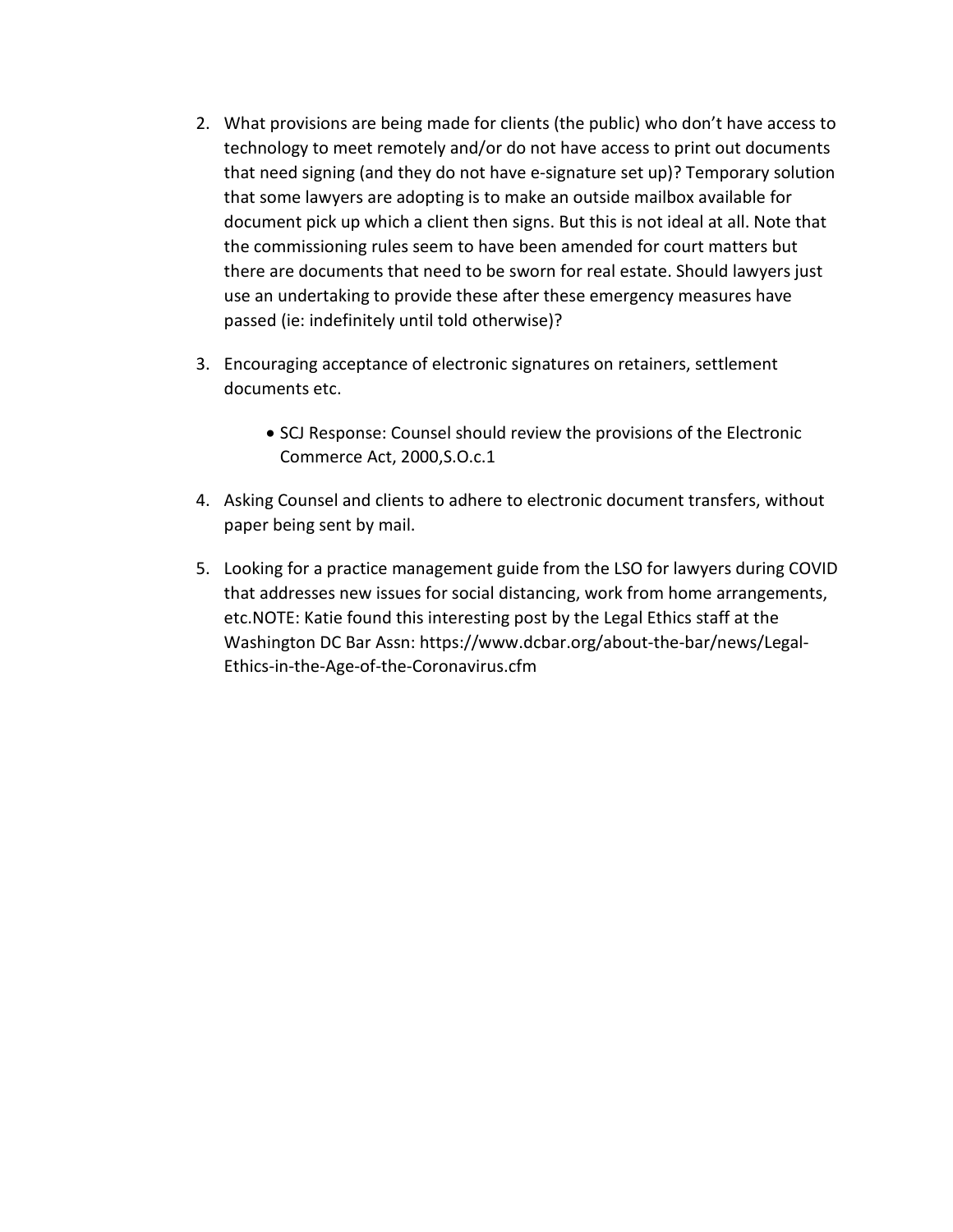2. What provisions are being made for clients (the public) who don't have access to technology to meet remotely and/or do not have access to print out documents that need signing (and they do not have e-signature set up)? Temporary solution that some lawyers are adopting is to make an outside mailbox available for document pick up which a client then signs. But this is not ideal at all. Note that the commissioning rules seem to have been amended for court matters but there are documents that need to be sworn for real estate. Should lawyers just use an undertaking to provide these after these emergency measures have passed (ie: indefinitely until told otherwise)?

3. Encouraging acceptance of electronic signatures on retainers, settlement documents etc.

    - SCJ Response: Counsel should review the provisions of the Electronic Commerce Act, 2000,S.O.c.1

4. Asking Counsel and clients to adhere to electronic document transfers, without paper being sent by mail.

5. Looking for a practice management guide from the LSO for lawyers during COVID that addresses new issues for social distancing, work from home arrangements, etc.NOTE: Katie found this interesting post by the Legal Ethics staff at the Washington DC Bar Assn: https://www.dcbar.org/about-the-bar/news/Legal-Ethics-in-the-Age-of-the-Coronavirus.cfm